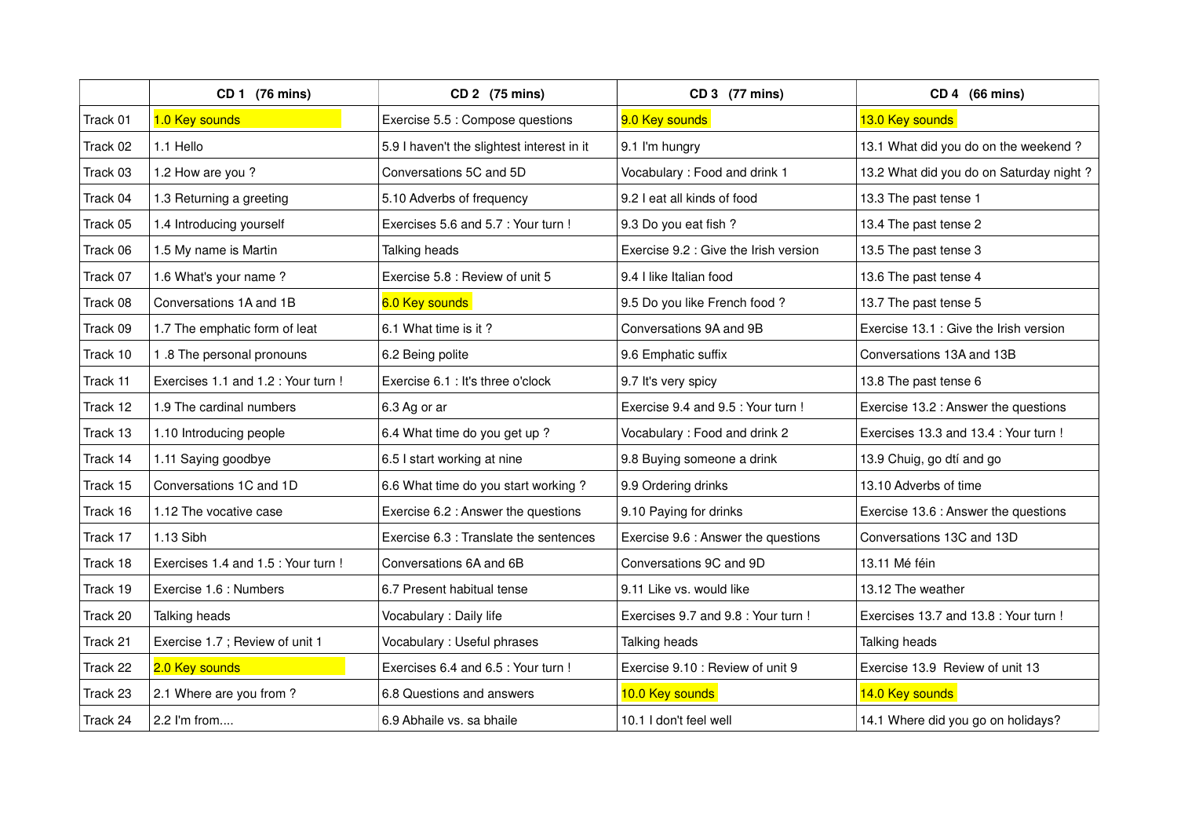|  | CD 1 (76 mins) | CD 2 (75 mins) | CD 3 (77 mins) | CD 4 (66 mins) |
|---|---|---|---|---|
| Track 01 | 1.0 Key sounds | Exercise 5.5 : Compose questions | 9.0 Key sounds | 13.0 Key sounds |
| Track 02 | 1.1 Hello | 5.9 I haven't the slightest interest in it | 9.1 I'm hungry | 13.1 What did you do on the weekend ? |
| Track 03 | 1.2 How are you ? | Conversations 5C and 5D | Vocabulary : Food and drink 1 | 13.2 What did you do on Saturday night ? |
| Track 04 | 1.3 Returning a greeting | 5.10 Adverbs of frequency | 9.2 I eat all kinds of food | 13.3 The past tense 1 |
| Track 05 | 1.4 Introducing yourself | Exercises 5.6 and 5.7 : Your turn ! | 9.3 Do you eat fish ? | 13.4 The past tense 2 |
| Track 06 | 1.5 My name is Martin | Talking heads | Exercise 9.2 : Give the Irish version | 13.5 The past tense 3 |
| Track 07 | 1.6 What's your name ? | Exercise 5.8 : Review of unit 5 | 9.4 I like Italian food | 13.6 The past tense 4 |
| Track 08 | Conversations 1A and 1B | 6.0 Key sounds | 9.5 Do you like French food ? | 13.7 The past tense 5 |
| Track 09 | 1.7 The emphatic form of leat | 6.1 What time is it ? | Conversations 9A and 9B | Exercise 13.1 : Give the Irish version |
| Track 10 | 1 .8 The personal pronouns | 6.2 Being polite | 9.6 Emphatic suffix | Conversations 13A and 13B |
| Track 11 | Exercises 1.1 and 1.2 : Your turn ! | Exercise 6.1 : It's three o'clock | 9.7 It's very spicy | 13.8 The past tense 6 |
| Track 12 | 1.9 The cardinal numbers | 6.3 Ag or ar | Exercise 9.4 and 9.5 : Your turn ! | Exercise 13.2 : Answer the questions |
| Track 13 | 1.10 Introducing people | 6.4 What time do you get up ? | Vocabulary : Food and drink 2 | Exercises 13.3 and 13.4 : Your turn ! |
| Track 14 | 1.11 Saying goodbye | 6.5 I start working at nine | 9.8 Buying someone a drink | 13.9 Chuig, go dtí and go |
| Track 15 | Conversations 1C and 1D | 6.6 What time do you start working ? | 9.9 Ordering drinks | 13.10 Adverbs of time |
| Track 16 | 1.12 The vocative case | Exercise 6.2 : Answer the questions | 9.10 Paying for drinks | Exercise 13.6 : Answer the questions |
| Track 17 | 1.13 Sibh | Exercise 6.3 : Translate the sentences | Exercise 9.6 : Answer the questions | Conversations 13C and 13D |
| Track 18 | Exercises 1.4 and 1.5 : Your turn ! | Conversations 6A and 6B | Conversations 9C and 9D | 13.11 Mé féin |
| Track 19 | Exercise 1.6 : Numbers | 6.7 Present habitual tense | 9.11 Like vs. would like | 13.12 The weather |
| Track 20 | Talking heads | Vocabulary : Daily life | Exercises 9.7 and 9.8 : Your turn ! | Exercises 13.7 and 13.8 : Your turn ! |
| Track 21 | Exercise 1.7 ; Review of unit 1 | Vocabulary : Useful phrases | Talking heads | Talking heads |
| Track 22 | 2.0 Key sounds | Exercises 6.4 and 6.5 : Your turn ! | Exercise 9.10 : Review of unit 9 | Exercise 13.9 Review of unit 13 |
| Track 23 | 2.1 Where are you from ? | 6.8 Questions and answers | 10.0 Key sounds | 14.0 Key sounds |
| Track 24 | 2.2 I'm from.... | 6.9 Abhaile vs. sa bhaile | 10.1 I don't feel well | 14.1 Where did you go on holidays? |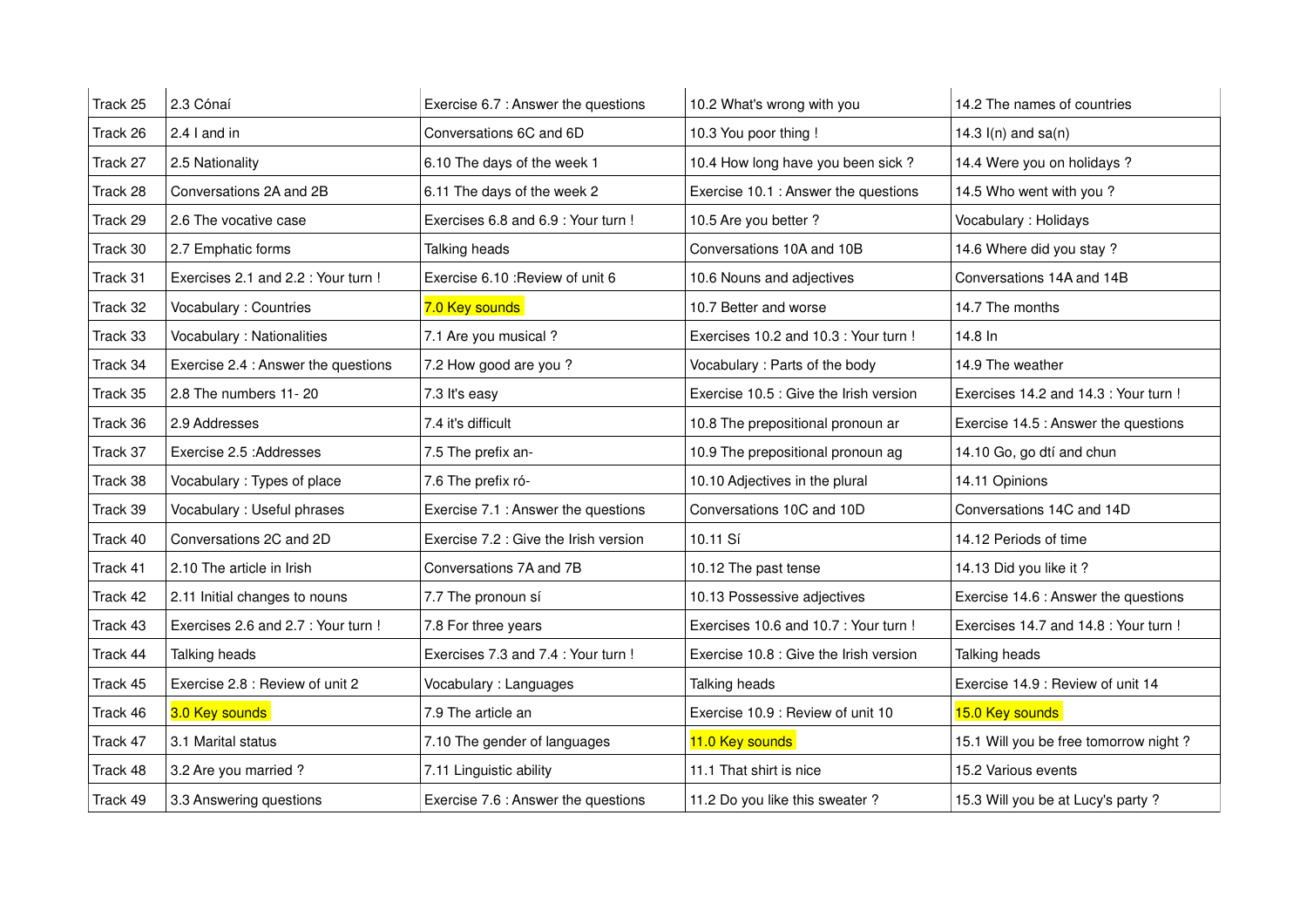| Track 25 | 2.3 Cónaí | Exercise 6.7 : Answer the questions | 10.2 What's wrong with you | 14.2 The names of countries |
|---|---|---|---|---|
| Track 26 | 2.4 I and in | Conversations 6C and 6D | 10.3 You poor thing ! | 14.3 I(n) and sa(n) |
| Track 27 | 2.5 Nationality | 6.10 The days of the week 1 | 10.4 How long have you been sick ? | 14.4 Were you on holidays ? |
| Track 28 | Conversations 2A and 2B | 6.11 The days of the week 2 | Exercise 10.1 : Answer the questions | 14.5 Who went with you ? |
| Track 29 | 2.6 The vocative case | Exercises 6.8 and 6.9 : Your turn ! | 10.5 Are you better ? | Vocabulary : Holidays |
| Track 30 | 2.7 Emphatic forms | Talking heads | Conversations 10A and 10B | 14.6 Where did you stay ? |
| Track 31 | Exercises 2.1 and 2.2 : Your turn ! | Exercise 6.10 :Review of unit 6 | 10.6 Nouns and adjectives | Conversations 14A and 14B |
| Track 32 | Vocabulary : Countries | 7.0 Key sounds | 10.7 Better and worse | 14.7 The months |
| Track 33 | Vocabulary : Nationalities | 7.1 Are you musical ? | Exercises 10.2 and 10.3 : Your turn ! | 14.8 In |
| Track 34 | Exercise 2.4 : Answer the questions | 7.2 How good are you ? | Vocabulary : Parts of the body | 14.9 The weather |
| Track 35 | 2.8 The numbers 11- 20 | 7.3 It's easy | Exercise 10.5 : Give the Irish version | Exercises 14.2 and 14.3 : Your turn ! |
| Track 36 | 2.9 Addresses | 7.4 it's difficult | 10.8 The prepositional pronoun ar | Exercise 14.5 : Answer the questions |
| Track 37 | Exercise 2.5 :Addresses | 7.5 The prefix an- | 10.9 The prepositional pronoun ag | 14.10 Go, go dtí and chun |
| Track 38 | Vocabulary : Types of place | 7.6 The prefix ró- | 10.10 Adjectives in the plural | 14.11 Opinions |
| Track 39 | Vocabulary : Useful phrases | Exercise 7.1 : Answer the questions | Conversations 10C and 10D | Conversations 14C and 14D |
| Track 40 | Conversations 2C and 2D | Exercise 7.2 : Give the Irish version | 10.11 Sí | 14.12 Periods of time |
| Track 41 | 2.10 The article in Irish | Conversations 7A and 7B | 10.12 The past tense | 14.13 Did you like it ? |
| Track 42 | 2.11 Initial changes to nouns | 7.7 The pronoun sí | 10.13 Possessive adjectives | Exercise 14.6 : Answer the questions |
| Track 43 | Exercises 2.6 and 2.7 : Your turn ! | 7.8 For three years | Exercises 10.6 and 10.7 : Your turn ! | Exercises 14.7 and 14.8 : Your turn ! |
| Track 44 | Talking heads | Exercises 7.3 and 7.4 : Your turn ! | Exercise 10.8 : Give the Irish version | Talking heads |
| Track 45 | Exercise 2.8 : Review of unit 2 | Vocabulary : Languages | Talking heads | Exercise 14.9 : Review of unit 14 |
| Track 46 | 3.0 Key sounds | 7.9 The article an | Exercise 10.9 : Review of unit 10 | 15.0 Key sounds |
| Track 47 | 3.1 Marital status | 7.10 The gender of languages | 11.0 Key sounds | 15.1 Will you be free tomorrow night ? |
| Track 48 | 3.2 Are you married ? | 7.11 Linguistic ability | 11.1 That shirt is nice | 15.2 Various events |
| Track 49 | 3.3 Answering questions | Exercise 7.6 : Answer the questions | 11.2 Do you like this sweater ? | 15.3 Will you be at Lucy's party ? |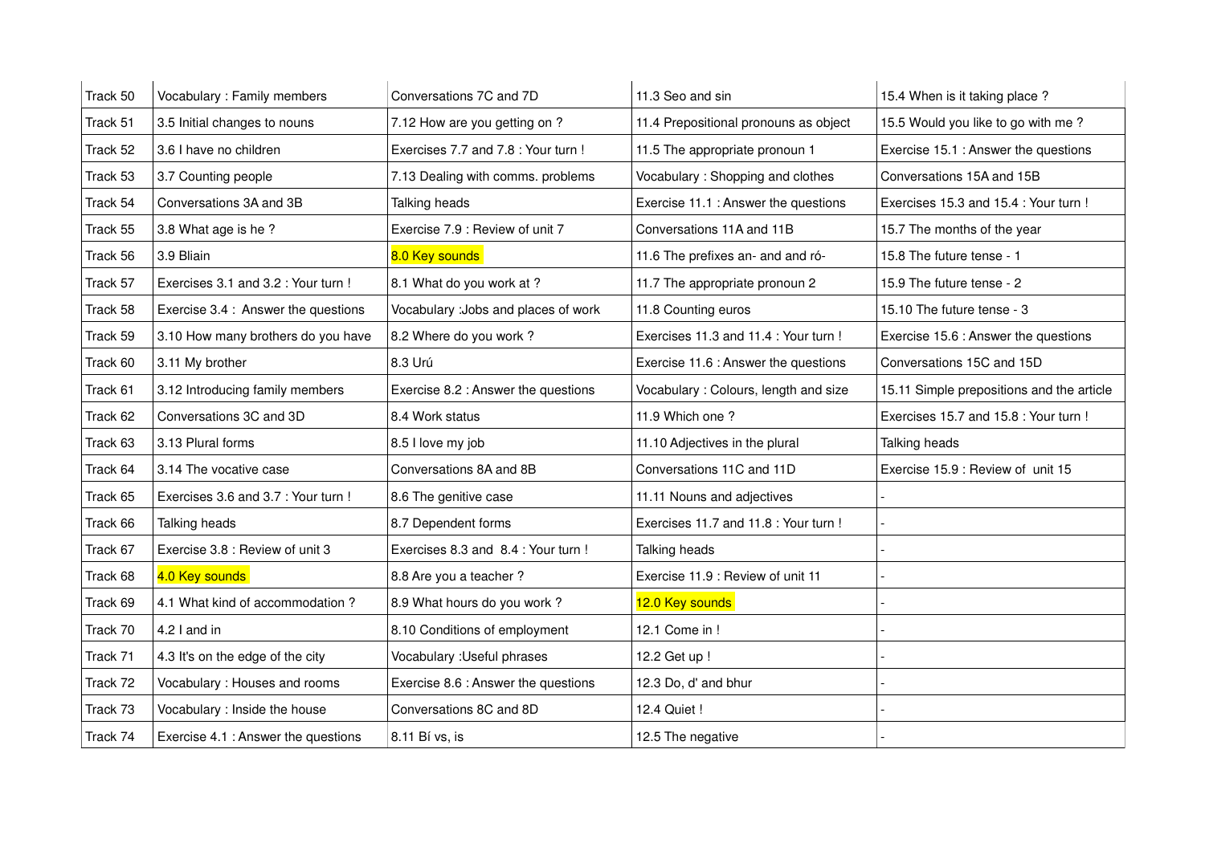| Track 50 | Vocabulary : Family members | Conversations 7C and 7D | 11.3 Seo and sin | 15.4 When is it taking place ? |
|---|---|---|---|---|
| Track 51 | 3.5 Initial changes to nouns | 7.12 How are you getting on ? | 11.4 Prepositional pronouns as object | 15.5 Would you like to go with me ? |
| Track 52 | 3.6 I have no children | Exercises 7.7 and 7.8 : Your turn ! | 11.5 The appropriate pronoun 1 | Exercise 15.1 : Answer the questions |
| Track 53 | 3.7 Counting people | 7.13 Dealing with comms. problems | Vocabulary : Shopping and clothes | Conversations 15A and 15B |
| Track 54 | Conversations 3A and 3B | Talking heads | Exercise 11.1 : Answer the questions | Exercises 15.3 and 15.4 : Your turn ! |
| Track 55 | 3.8 What age is he ? | Exercise 7.9 : Review of unit 7 | Conversations 11A and 11B | 15.7 The months of the year |
| Track 56 | 3.9 Bliain | 8.0 Key sounds | 11.6 The prefixes an- and and ró- | 15.8 The future tense - 1 |
| Track 57 | Exercises 3.1 and 3.2 : Your turn ! | 8.1 What do you work at ? | 11.7 The appropriate pronoun 2 | 15.9 The future tense - 2 |
| Track 58 | Exercise 3.4 : Answer the questions | Vocabulary :Jobs and places of work | 11.8 Counting euros | 15.10 The future tense - 3 |
| Track 59 | 3.10 How many brothers do you have | 8.2 Where do you work ? | Exercises 11.3 and 11.4 : Your turn ! | Exercise 15.6 : Answer the questions |
| Track 60 | 3.11 My brother | 8.3 Urú | Exercise 11.6 : Answer the questions | Conversations 15C and 15D |
| Track 61 | 3.12 Introducing family members | Exercise 8.2 : Answer the questions | Vocabulary : Colours, length and size | 15.11 Simple prepositions and the article |
| Track 62 | Conversations 3C and 3D | 8.4 Work status | 11.9 Which one ? | Exercises 15.7 and 15.8 : Your turn ! |
| Track 63 | 3.13 Plural forms | 8.5 I love my job | 11.10 Adjectives in the plural | Talking heads |
| Track 64 | 3.14 The vocative case | Conversations 8A and 8B | Conversations 11C and 11D | Exercise 15.9 : Review of unit 15 |
| Track 65 | Exercises 3.6 and 3.7 : Your turn ! | 8.6 The genitive case | 11.11 Nouns and adjectives | - |
| Track 66 | Talking heads | 8.7 Dependent forms | Exercises 11.7 and 11.8 : Your turn ! | - |
| Track 67 | Exercise 3.8 : Review of unit 3 | Exercises 8.3 and 8.4 : Your turn ! | Talking heads | - |
| Track 68 | 4.0 Key sounds | 8.8 Are you a teacher ? | Exercise 11.9 : Review of unit 11 | - |
| Track 69 | 4.1 What kind of accommodation ? | 8.9 What hours do you work ? | 12.0 Key sounds | - |
| Track 70 | 4.2 I and in | 8.10 Conditions of employment | 12.1 Come in ! | - |
| Track 71 | 4.3 It's on the edge of the city | Vocabulary :Useful phrases | 12.2 Get up ! | - |
| Track 72 | Vocabulary : Houses and rooms | Exercise 8.6 : Answer the questions | 12.3 Do, d' and bhur | - |
| Track 73 | Vocabulary : Inside the house | Conversations 8C and 8D | 12.4 Quiet ! | - |
| Track 74 | Exercise 4.1 : Answer the questions | 8.11 Bí vs, is | 12.5 The negative | - |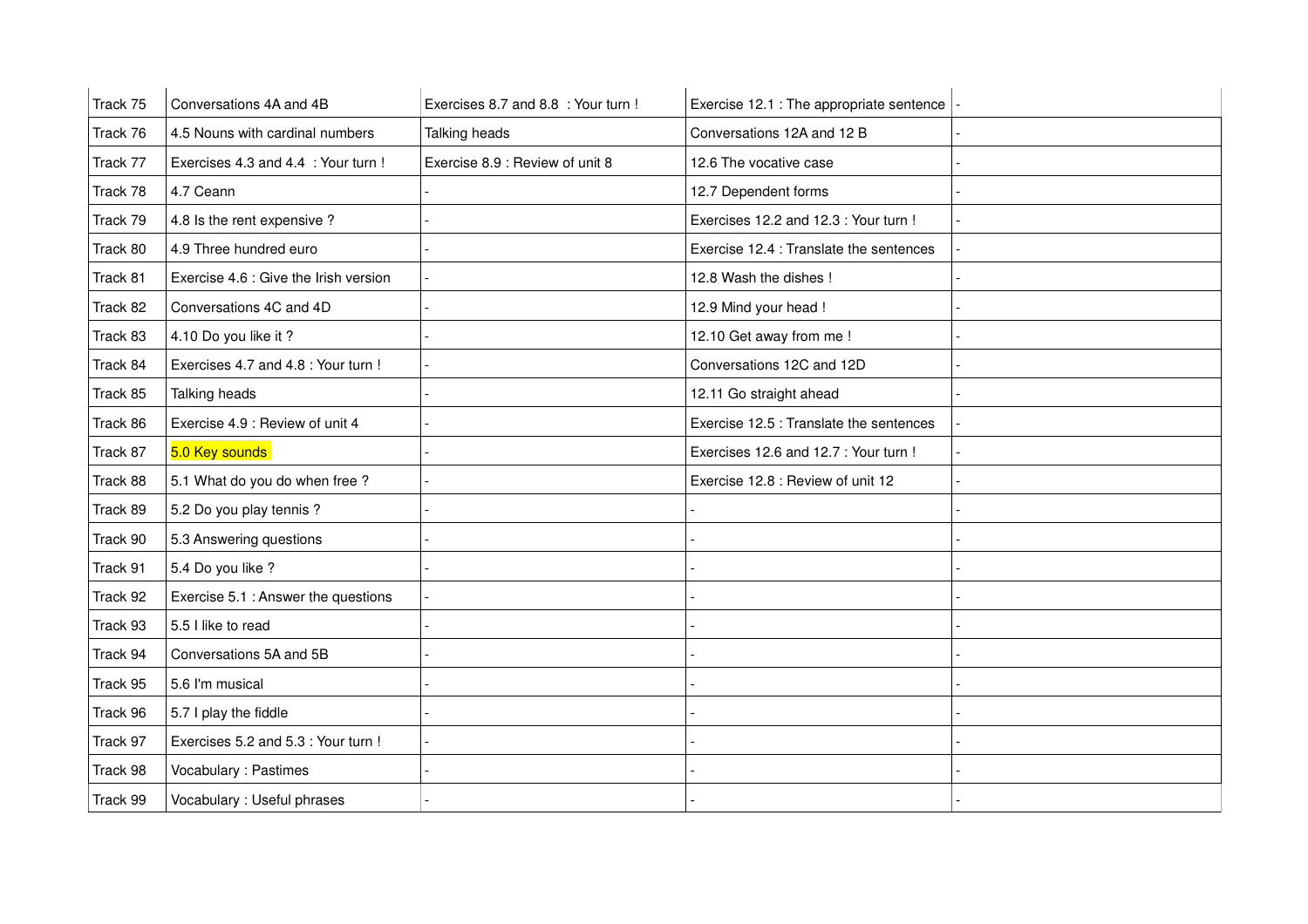| | | | | |
|---|---|---|---|---|
| Track 75 | Conversations 4A and 4B | Exercises 8.7 and 8.8 : Your turn ! | Exercise 12.1 : The appropriate sentence | - |
| Track 76 | 4.5 Nouns with cardinal numbers | Talking heads | Conversations 12A and 12 B | - |
| Track 77 | Exercises 4.3 and 4.4 : Your turn ! | Exercise 8.9 : Review of unit 8 | 12.6 The vocative case | - |
| Track 78 | 4.7 Ceann | - | 12.7 Dependent forms | - |
| Track 79 | 4.8 Is the rent expensive ? | - | Exercises 12.2 and 12.3 : Your turn ! | - |
| Track 80 | 4.9 Three hundred euro | - | Exercise 12.4 : Translate the sentences | - |
| Track 81 | Exercise 4.6 : Give the Irish version | - | 12.8 Wash the dishes ! | - |
| Track 82 | Conversations 4C and 4D | - | 12.9 Mind your head ! | - |
| Track 83 | 4.10 Do you like it ? | - | 12.10 Get away from me ! | - |
| Track 84 | Exercises 4.7 and 4.8 : Your turn ! | - | Conversations 12C and 12D | - |
| Track 85 | Talking heads | - | 12.11 Go straight ahead | - |
| Track 86 | Exercise 4.9 : Review of unit 4 | - | Exercise 12.5 : Translate the sentences | - |
| Track 87 | 5.0 Key sounds | - | Exercises 12.6 and 12.7 : Your turn ! | - |
| Track 88 | 5.1 What do you do when free ? | - | Exercise 12.8 : Review of unit 12 | - |
| Track 89 | 5.2 Do you play tennis ? | - | - | - |
| Track 90 | 5.3 Answering questions | - | - | - |
| Track 91 | 5.4 Do you like ? | - | - | - |
| Track 92 | Exercise 5.1 : Answer the questions | - | - | - |
| Track 93 | 5.5 I like to read | - | - | - |
| Track 94 | Conversations 5A and 5B | - | - | - |
| Track 95 | 5.6 I'm musical | - | - | - |
| Track 96 | 5.7 I play the fiddle | - | - | - |
| Track 97 | Exercises 5.2 and 5.3 : Your turn ! | - | - | - |
| Track 98 | Vocabulary : Pastimes | - | - | - |
| Track 99 | Vocabulary : Useful phrases | - | - | - |